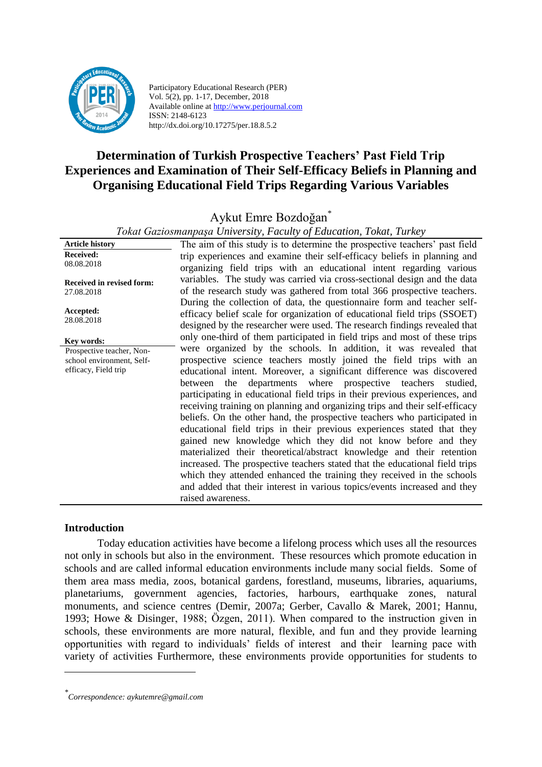Participatory Educational Research (PER)
Vol. 5(2), pp. 1-17, December, 2018
Available online at http://www.perjournal.com
ISSN: 2148-6123
http://dx.doi.org/10.17275/per.18.8.5.2

# Determination of Turkish Prospective Teachers' Past Field Trip Experiences and Examination of Their Self-Efficacy Beliefs in Planning and Organising Educational Field Trips Regarding Various Variables

Aykut Emre Bozdoğan*

*Tokat Gaziosmanpaşa University, Faculty of Education, Tokat, Turkey*

**Article history**

**Received:**
08.08.2018

**Received in revised form:**
27.08.2018

**Accepted:**
28.08.2018

**Key words:**
Prospective teacher, Non-school environment, Self-efficacy, Field trip

The aim of this study is to determine the prospective teachers' past field trip experiences and examine their self-efficacy beliefs in planning and organizing field trips with an educational intent regarding various variables. The study was carried via cross-sectional design and the data of the research study was gathered from total 366 prospective teachers. During the collection of data, the questionnaire form and teacher self-efficacy belief scale for organization of educational field trips (SSOET) designed by the researcher were used. The research findings revealed that only one-third of them participated in field trips and most of these trips were organized by the schools. In addition, it was revealed that prospective science teachers mostly joined the field trips with an educational intent. Moreover, a significant difference was discovered between the departments where prospective teachers studied, participating in educational field trips in their previous experiences, and receiving training on planning and organizing trips and their self-efficacy beliefs. On the other hand, the prospective teachers who participated in educational field trips in their previous experiences stated that they gained new knowledge which they did not know before and they materialized their theoretical/abstract knowledge and their retention increased. The prospective teachers stated that the educational field trips which they attended enhanced the training they received in the schools and added that their interest in various topics/events increased and they raised awareness.

## Introduction

Today education activities have become a lifelong process which uses all the resources not only in schools but also in the environment. These resources which promote education in schools and are called informal education environments include many social fields. Some of them area mass media, zoos, botanical gardens, forestland, museums, libraries, aquariums, planetariums, government agencies, factories, harbours, earthquake zones, natural monuments, and science centres (Demir, 2007a; Gerber, Cavallo & Marek, 2001; Hannu, 1993; Howe & Disinger, 1988; Özgen, 2011). When compared to the instruction given in schools, these environments are more natural, flexible, and fun and they provide learning opportunities with regard to individuals' fields of interest and their learning pace with variety of activities Furthermore, these environments provide opportunities for students to

---

*Correspondence: aykutemre@gmail.com*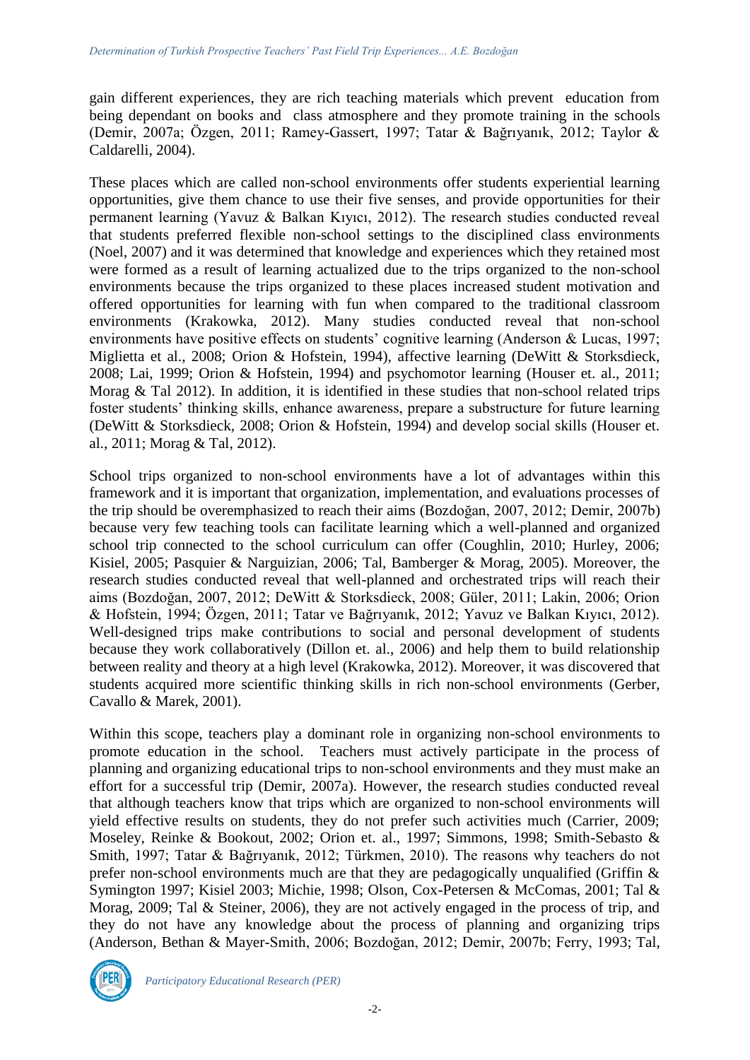gain different experiences, they are rich teaching materials which prevent education from being dependant on books and class atmosphere and they promote training in the schools (Demir, 2007a; Özgen, 2011; Ramey-Gassert, 1997; Tatar & Bağrıyanık, 2012; Taylor & Caldarelli, 2004).

These places which are called non-school environments offer students experiential learning opportunities, give them chance to use their five senses, and provide opportunities for their permanent learning (Yavuz & Balkan Kıyıcı, 2012). The research studies conducted reveal that students preferred flexible non-school settings to the disciplined class environments (Noel, 2007) and it was determined that knowledge and experiences which they retained most were formed as a result of learning actualized due to the trips organized to the non-school environments because the trips organized to these places increased student motivation and offered opportunities for learning with fun when compared to the traditional classroom environments (Krakowka, 2012). Many studies conducted reveal that non-school environments have positive effects on students' cognitive learning (Anderson & Lucas, 1997; Miglietta et al., 2008; Orion & Hofstein, 1994), affective learning (DeWitt & Storksdieck, 2008; Lai, 1999; Orion & Hofstein, 1994) and psychomotor learning (Houser et. al., 2011; Morag & Tal 2012). In addition, it is identified in these studies that non-school related trips foster students' thinking skills, enhance awareness, prepare a substructure for future learning (DeWitt & Storksdieck, 2008; Orion & Hofstein, 1994) and develop social skills (Houser et. al., 2011; Morag & Tal, 2012).

School trips organized to non-school environments have a lot of advantages within this framework and it is important that organization, implementation, and evaluations processes of the trip should be overemphasized to reach their aims (Bozdoğan, 2007, 2012; Demir, 2007b) because very few teaching tools can facilitate learning which a well-planned and organized school trip connected to the school curriculum can offer (Coughlin, 2010; Hurley, 2006; Kisiel, 2005; Pasquier & Narguizian, 2006; Tal, Bamberger & Morag, 2005). Moreover, the research studies conducted reveal that well-planned and orchestrated trips will reach their aims (Bozdoğan, 2007, 2012; DeWitt & Storksdieck, 2008; Güler, 2011; Lakin, 2006; Orion & Hofstein, 1994; Özgen, 2011; Tatar ve Bağrıyanık, 2012; Yavuz ve Balkan Kıyıcı, 2012). Well-designed trips make contributions to social and personal development of students because they work collaboratively (Dillon et. al., 2006) and help them to build relationship between reality and theory at a high level (Krakowka, 2012). Moreover, it was discovered that students acquired more scientific thinking skills in rich non-school environments (Gerber, Cavallo & Marek, 2001).

Within this scope, teachers play a dominant role in organizing non-school environments to promote education in the school. Teachers must actively participate in the process of planning and organizing educational trips to non-school environments and they must make an effort for a successful trip (Demir, 2007a). However, the research studies conducted reveal that although teachers know that trips which are organized to non-school environments will yield effective results on students, they do not prefer such activities much (Carrier, 2009; Moseley, Reinke & Bookout, 2002; Orion et. al., 1997; Simmons, 1998; Smith-Sebasto & Smith, 1997; Tatar & Bağrıyanık, 2012; Türkmen, 2010). The reasons why teachers do not prefer non-school environments much are that they are pedagogically unqualified (Griffin & Symington 1997; Kisiel 2003; Michie, 1998; Olson, Cox-Petersen & McComas, 2001; Tal & Morag, 2009; Tal & Steiner, 2006), they are not actively engaged in the process of trip, and they do not have any knowledge about the process of planning and organizing trips (Anderson, Bethan & Mayer-Smith, 2006; Bozdoğan, 2012; Demir, 2007b; Ferry, 1993; Tal,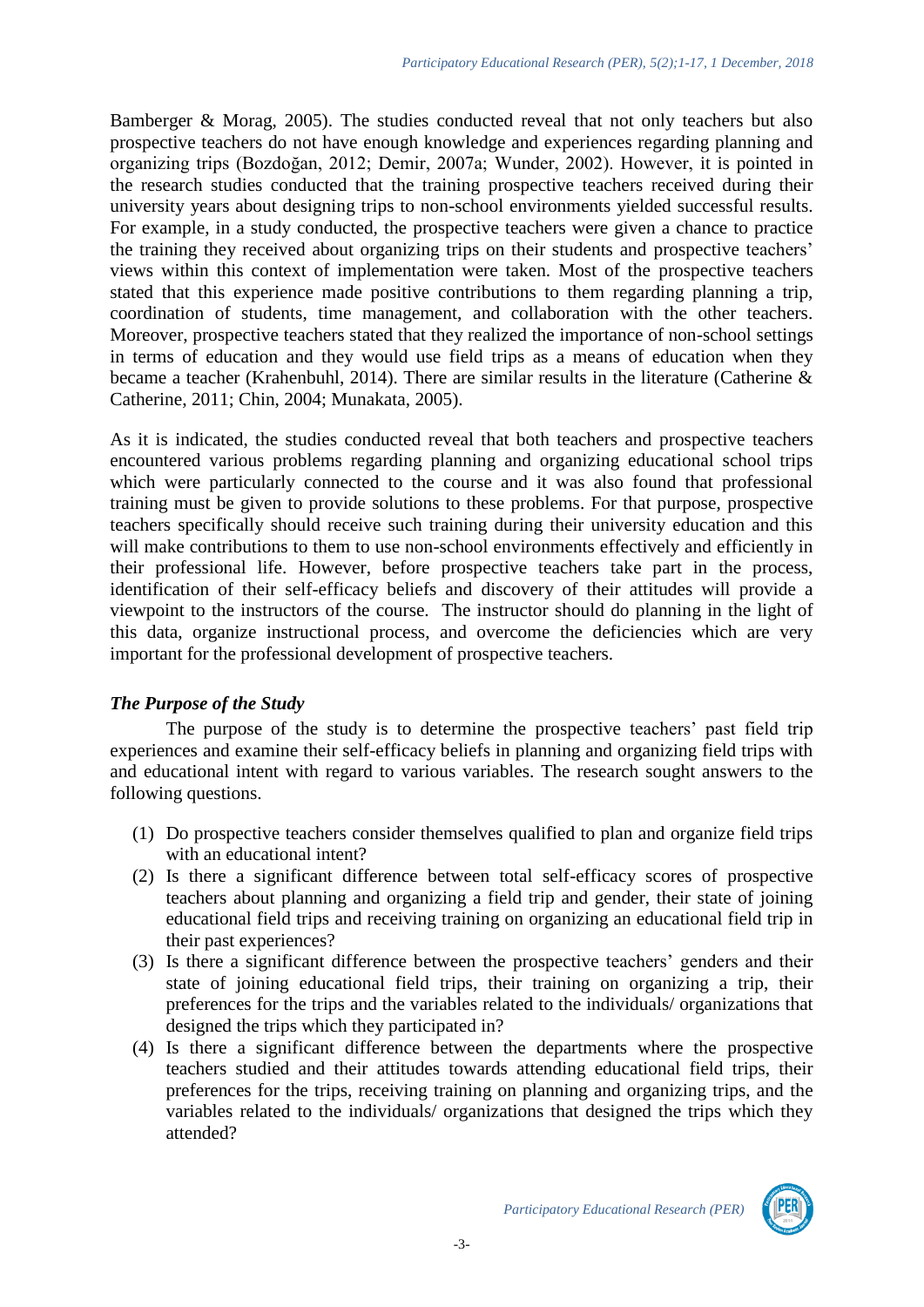Bamberger & Morag, 2005). The studies conducted reveal that not only teachers but also prospective teachers do not have enough knowledge and experiences regarding planning and organizing trips (Bozdoğan, 2012; Demir, 2007a; Wunder, 2002). However, it is pointed in the research studies conducted that the training prospective teachers received during their university years about designing trips to non-school environments yielded successful results. For example, in a study conducted, the prospective teachers were given a chance to practice the training they received about organizing trips on their students and prospective teachers' views within this context of implementation were taken. Most of the prospective teachers stated that this experience made positive contributions to them regarding planning a trip, coordination of students, time management, and collaboration with the other teachers. Moreover, prospective teachers stated that they realized the importance of non-school settings in terms of education and they would use field trips as a means of education when they became a teacher (Krahenbuhl, 2014). There are similar results in the literature (Catherine & Catherine, 2011; Chin, 2004; Munakata, 2005).

As it is indicated, the studies conducted reveal that both teachers and prospective teachers encountered various problems regarding planning and organizing educational school trips which were particularly connected to the course and it was also found that professional training must be given to provide solutions to these problems. For that purpose, prospective teachers specifically should receive such training during their university education and this will make contributions to them to use non-school environments effectively and efficiently in their professional life. However, before prospective teachers take part in the process, identification of their self-efficacy beliefs and discovery of their attitudes will provide a viewpoint to the instructors of the course. The instructor should do planning in the light of this data, organize instructional process, and overcome the deficiencies which are very important for the professional development of prospective teachers.

### *The Purpose of the Study*

The purpose of the study is to determine the prospective teachers' past field trip experiences and examine their self-efficacy beliefs in planning and organizing field trips with and educational intent with regard to various variables. The research sought answers to the following questions.

(1) Do prospective teachers consider themselves qualified to plan and organize field trips with an educational intent?
(2) Is there a significant difference between total self-efficacy scores of prospective teachers about planning and organizing a field trip and gender, their state of joining educational field trips and receiving training on organizing an educational field trip in their past experiences?
(3) Is there a significant difference between the prospective teachers' genders and their state of joining educational field trips, their training on organizing a trip, their preferences for the trips and the variables related to the individuals/ organizations that designed the trips which they participated in?
(4) Is there a significant difference between the departments where the prospective teachers studied and their attitudes towards attending educational field trips, their preferences for the trips, receiving training on planning and organizing trips, and the variables related to the individuals/ organizations that designed the trips which they attended?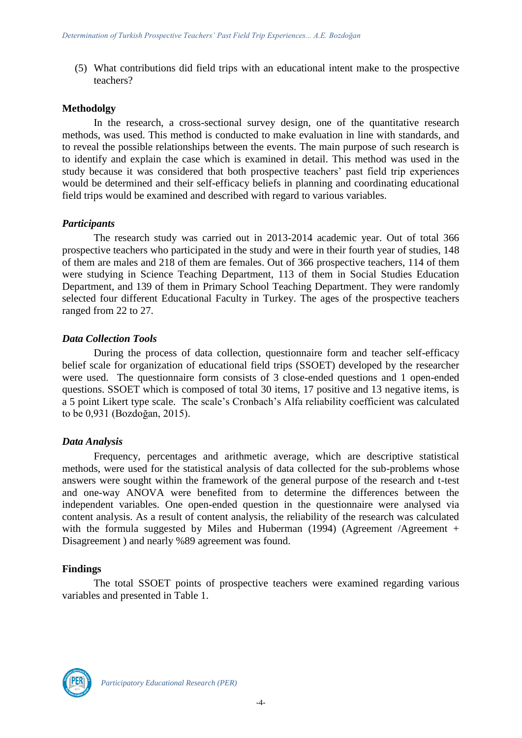(5) What contributions did field trips with an educational intent make to the prospective teachers?

## Methodolgy

In the research, a cross-sectional survey design, one of the quantitative research methods, was used. This method is conducted to make evaluation in line with standards, and to reveal the possible relationships between the events. The main purpose of such research is to identify and explain the case which is examined in detail. This method was used in the study because it was considered that both prospective teachers' past field trip experiences would be determined and their self-efficacy beliefs in planning and coordinating educational field trips would be examined and described with regard to various variables.

### *Participants*

The research study was carried out in 2013-2014 academic year. Out of total 366 prospective teachers who participated in the study and were in their fourth year of studies, 148 of them are males and 218 of them are females. Out of 366 prospective teachers, 114 of them were studying in Science Teaching Department, 113 of them in Social Studies Education Department, and 139 of them in Primary School Teaching Department. They were randomly selected four different Educational Faculty in Turkey. The ages of the prospective teachers ranged from 22 to 27.

### *Data Collection Tools*

During the process of data collection, questionnaire form and teacher self-efficacy belief scale for organization of educational field trips (SSOET) developed by the researcher were used. The questionnaire form consists of 3 close-ended questions and 1 open-ended questions. SSOET which is composed of total 30 items, 17 positive and 13 negative items, is a 5 point Likert type scale. The scale's Cronbach's Alfa reliability coefficient was calculated to be 0,931 (Bozdoğan, 2015).

### *Data Analysis*

Frequency, percentages and arithmetic average, which are descriptive statistical methods, were used for the statistical analysis of data collected for the sub-problems whose answers were sought within the framework of the general purpose of the research and t-test and one-way ANOVA were benefited from to determine the differences between the independent variables. One open-ended question in the questionnaire were analysed via content analysis. As a result of content analysis, the reliability of the research was calculated with the formula suggested by Miles and Huberman (1994) (Agreement /Agreement + Disagreement ) and nearly %89 agreement was found.

## Findings

The total SSOET points of prospective teachers were examined regarding various variables and presented in Table 1.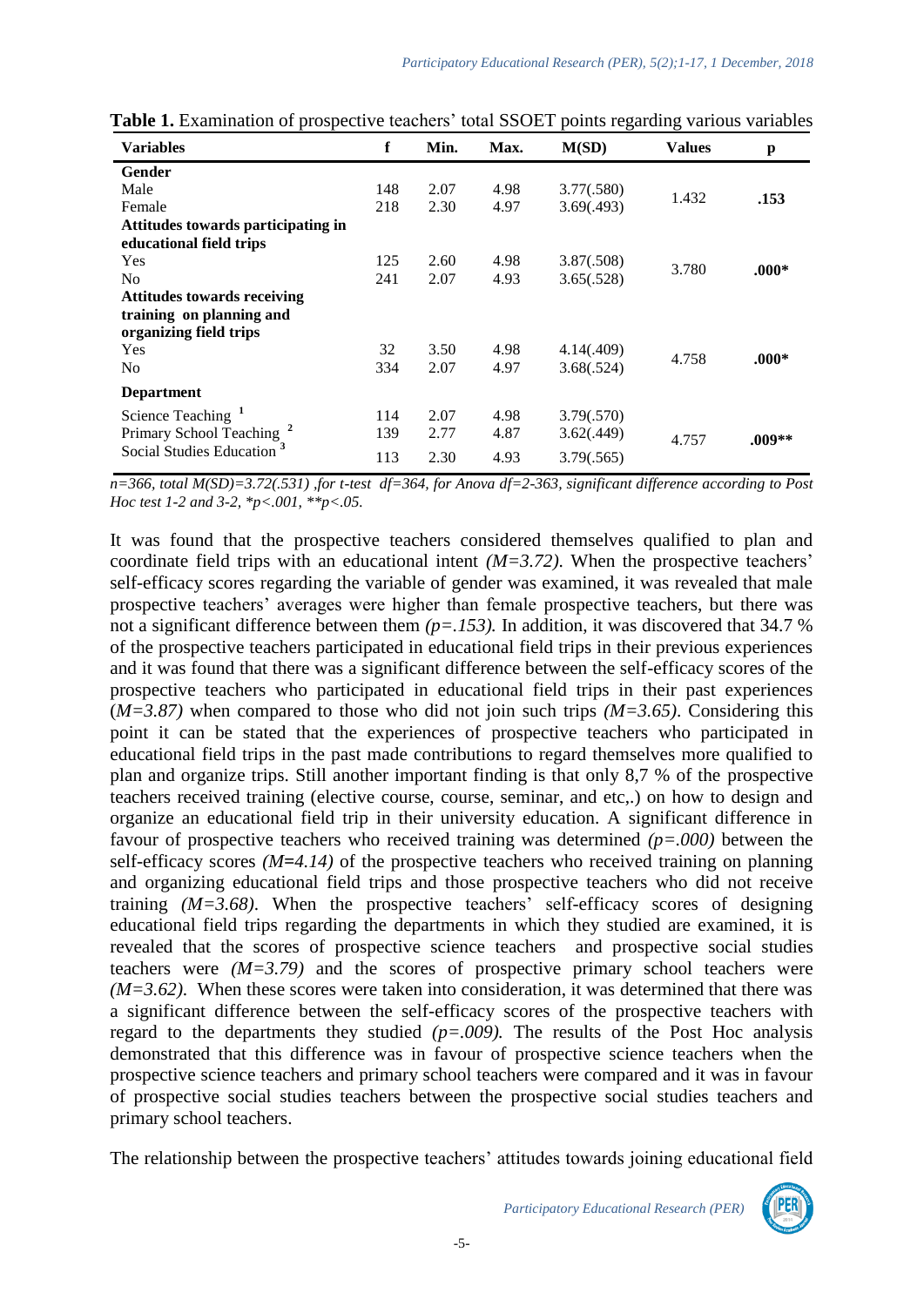**Table 1.** Examination of prospective teachers' total SSOET points regarding various variables

| Variables | f | Min. | Max. | M(SD) | Values | p |
|---|---|---|---|---|---|---|
| **Gender** | | | | | | |
| Male | 148 | 2.07 | 4.98 | 3.77(.580) | 1.432 | **.153** |
| Female | 218 | 2.30 | 4.97 | 3.69(.493) | | |
| **Attitudes towards participating in educational field trips** | | | | | | |
| Yes | 125 | 2.60 | 4.98 | 3.87(.508) | 3.780 | **.000*** |
| No | 241 | 2.07 | 4.93 | 3.65(.528) | | |
| **Attitudes towards receiving training on planning and organizing field trips** | | | | | | |
| Yes | 32 | 3.50 | 4.98 | 4.14(.409) | 4.758 | **.000*** |
| No | 334 | 2.07 | 4.97 | 3.68(.524) | | |
| **Department** | | | | | | |
| Science Teaching [1] | 114 | 2.07 | 4.98 | 3.79(.570) | 4.757 | **.009**** |
| Primary School Teaching [2] | 139 | 2.77 | 4.87 | 3.62(.449) | | |
| Social Studies Education [3] | 113 | 2.30 | 4.93 | 3.79(.565) | | |

*n=366, total M(SD)=3.72(.531) ,for t-test df=364, for Anova df=2-363, significant difference according to Post Hoc test 1-2 and 3-2, *p<.001, **p<.05.*

It was found that the prospective teachers considered themselves qualified to plan and coordinate field trips with an educational intent *(M=3.72)*. When the prospective teachers' self-efficacy scores regarding the variable of gender was examined, it was revealed that male prospective teachers' averages were higher than female prospective teachers, but there was not a significant difference between them *(p=.153)*. In addition, it was discovered that 34.7 % of the prospective teachers participated in educational field trips in their previous experiences and it was found that there was a significant difference between the self-efficacy scores of the prospective teachers who participated in educational field trips in their past experiences (*M=3.87)* when compared to those who did not join such trips *(M=3.65)*. Considering this point it can be stated that the experiences of prospective teachers who participated in educational field trips in the past made contributions to regard themselves more qualified to plan and organize trips. Still another important finding is that only 8,7 % of the prospective teachers received training (elective course, course, seminar, and etc,.) on how to design and organize an educational field trip in their university education. A significant difference in favour of prospective teachers who received training was determined *(p=.000)* between the self-efficacy scores *(M=4.14)* of the prospective teachers who received training on planning and organizing educational field trips and those prospective teachers who did not receive training *(M=3.68)*. When the prospective teachers' self-efficacy scores of designing educational field trips regarding the departments in which they studied are examined, it is revealed that the scores of prospective science teachers and prospective social studies teachers were *(M=3.79)* and the scores of prospective primary school teachers were *(M=3.62)*. When these scores were taken into consideration, it was determined that there was a significant difference between the self-efficacy scores of the prospective teachers with regard to the departments they studied *(p=.009)*. The results of the Post Hoc analysis demonstrated that this difference was in favour of prospective science teachers when the prospective science teachers and primary school teachers were compared and it was in favour of prospective social studies teachers between the prospective social studies teachers and primary school teachers.

The relationship between the prospective teachers' attitudes towards joining educational field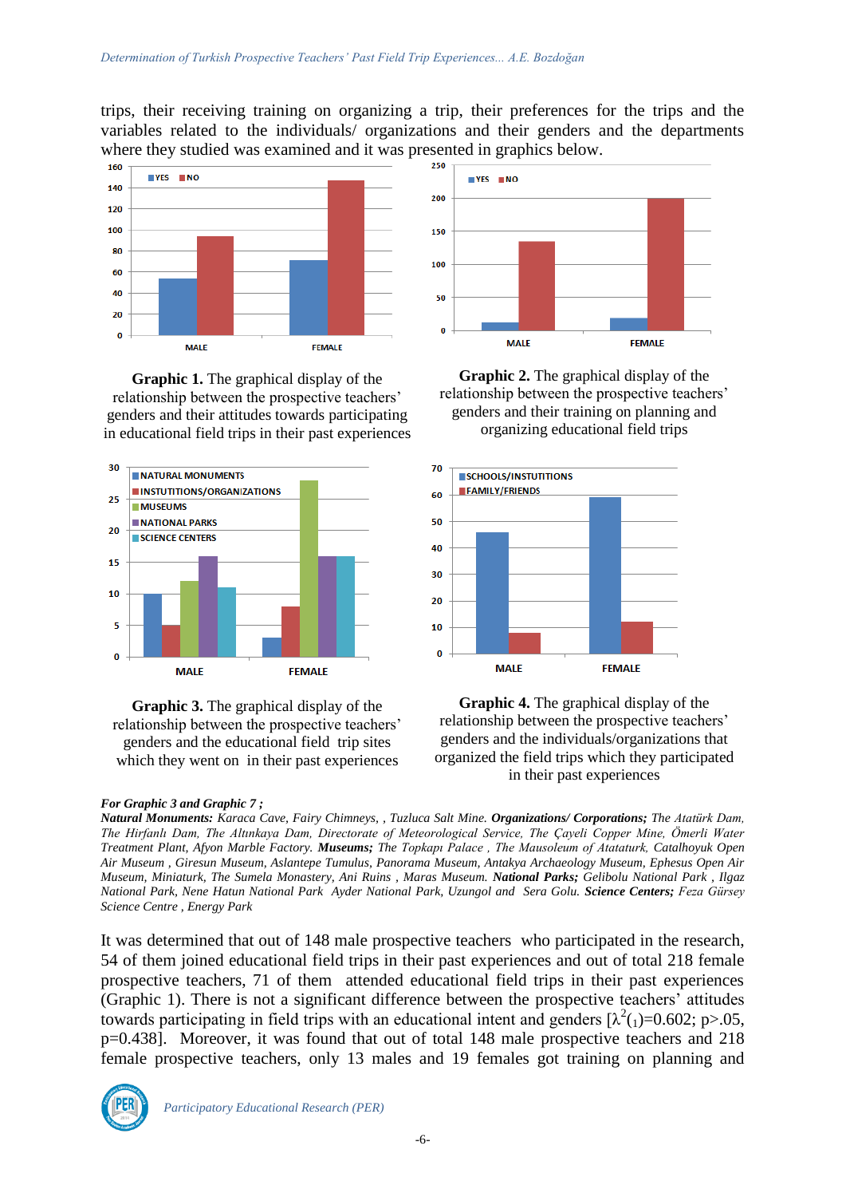trips, their receiving training on organizing a trip, their preferences for the trips and the variables related to the individuals/ organizations and their genders and the departments where they studied was examined and it was presented in graphics below.

**Graphic 1.** The graphical display of the relationship between the prospective teachers' genders and their attitudes towards participating in educational field trips in their past experiences

**Graphic 2.** The graphical display of the relationship between the prospective teachers' genders and their training on planning and organizing educational field trips

**Graphic 3.** The graphical display of the relationship between the prospective teachers' genders and the educational field trip sites which they went on in their past experiences

**Graphic 4.** The graphical display of the relationship between the prospective teachers' genders and the individuals/organizations that organized the field trips which they participated in their past experiences

***For Graphic 3 and Graphic 7 ;***
***Natural Monuments:*** *Karaca Cave, Fairy Chimneys, , Tuzluca Salt Mine.* ***Organizations/ Corporations;*** *The Atatürk Dam, The Hirfanlı Dam, The Altınkaya Dam, Directorate of Meteorological Service, The Çayeli Copper Mine, Ömerli Water Treatment Plant, Afyon Marble Factory.* ***Museums;*** *The Topkapı Palace , The Mausoleum of Atataturk, Catalhoyuk Open Air Museum , Giresun Museum, Aslantepe Tumulus, Panorama Museum, Antakya Archaeology Museum, Ephesus Open Air Museum, Miniaturk, The Sumela Monastery, Ani Ruins , Maras Museum.* ***National Parks;*** *Gelibolu National Park , Ilgaz National Park, Nene Hatun National Park Ayder National Park, Uzungol and Sera Golu.* ***Science Centers;*** *Feza Gürsey Science Centre , Energy Park*

It was determined that out of 148 male prospective teachers who participated in the research, 54 of them joined educational field trips in their past experiences and out of total 218 female prospective teachers, 71 of them attended educational field trips in their past experiences (Graphic 1). There is not a significant difference between the prospective teachers' attitudes towards participating in field trips with an educational intent and genders [$\lambda^2_{(1)}=0.602$; $p>.05$, $p=0.438$]. Moreover, it was found that out of total 148 male prospective teachers and 218 female prospective teachers, only 13 males and 19 females got training on planning and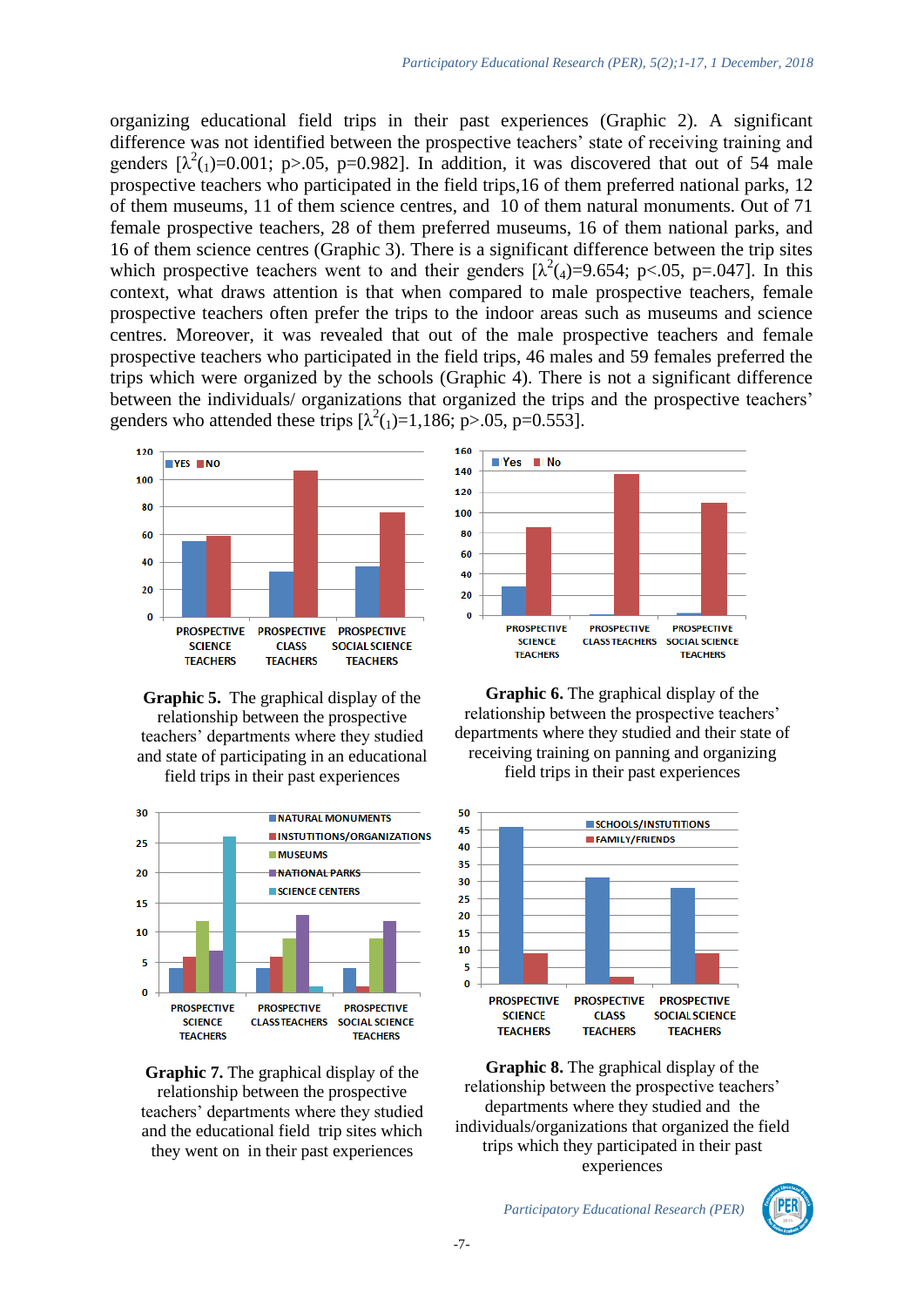organizing educational field trips in their past experiences (Graphic 2). A significant difference was not identified between the prospective teachers' state of receiving training and genders [$\lambda^2_{(1)}$=0.001; p>.05, p=0.982]. In addition, it was discovered that out of 54 male prospective teachers who participated in the field trips,16 of them preferred national parks, 12 of them museums, 11 of them science centres, and 10 of them natural monuments. Out of 71 female prospective teachers, 28 of them preferred museums, 16 of them national parks, and 16 of them science centres (Graphic 3). There is a significant difference between the trip sites which prospective teachers went to and their genders [$\lambda^2_{(4)}$=9.654; p<.05, p=.047]. In this context, what draws attention is that when compared to male prospective teachers, female prospective teachers often prefer the trips to the indoor areas such as museums and science centres. Moreover, it was revealed that out of the male prospective teachers and female prospective teachers who participated in the field trips, 46 males and 59 females preferred the trips which were organized by the schools (Graphic 4). There is not a significant difference between the individuals/ organizations that organized the trips and the prospective teachers' genders who attended these trips [$\lambda^2_{(1)}$=1,186; p>.05, p=0.553].

**Graphic 5.** The graphical display of the relationship between the prospective teachers' departments where they studied and state of participating in an educational field trips in their past experiences

**Graphic 6.** The graphical display of the relationship between the prospective teachers' departments where they studied and their state of receiving training on panning and organizing field trips in their past experiences

**Graphic 7.** The graphical display of the relationship between the prospective teachers' departments where they studied and the educational field trip sites which they went on in their past experiences

**Graphic 8.** The graphical display of the relationship between the prospective teachers' departments where they studied and the individuals/organizations that organized the field trips which they participated in their past experiences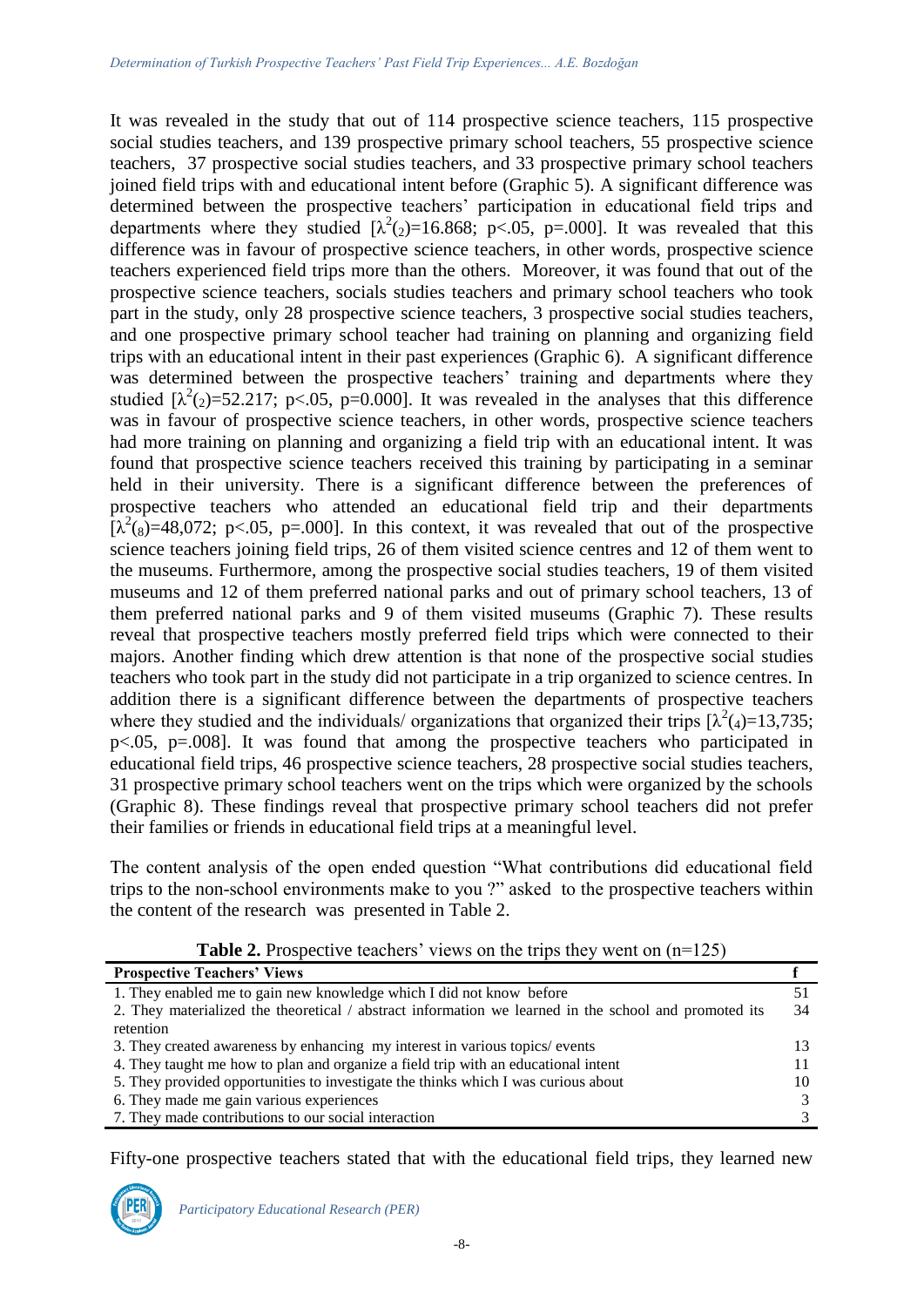It was revealed in the study that out of 114 prospective science teachers, 115 prospective social studies teachers, and 139 prospective primary school teachers, 55 prospective science teachers, 37 prospective social studies teachers, and 33 prospective primary school teachers joined field trips with and educational intent before (Graphic 5). A significant difference was determined between the prospective teachers' participation in educational field trips and departments where they studied [$\lambda^2_{(2)}$=16.868; p<.05, p=.000]. It was revealed that this difference was in favour of prospective science teachers, in other words, prospective science teachers experienced field trips more than the others. Moreover, it was found that out of the prospective science teachers, socials studies teachers and primary school teachers who took part in the study, only 28 prospective science teachers, 3 prospective social studies teachers, and one prospective primary school teacher had training on planning and organizing field trips with an educational intent in their past experiences (Graphic 6). A significant difference was determined between the prospective teachers' training and departments where they studied [$\lambda^2_{(2)}$=52.217; p<.05, p=0.000]. It was revealed in the analyses that this difference was in favour of prospective science teachers, in other words, prospective science teachers had more training on planning and organizing a field trip with an educational intent. It was found that prospective science teachers received this training by participating in a seminar held in their university. There is a significant difference between the preferences of prospective teachers who attended an educational field trip and their departments [$\lambda^2_{(8)}$=48,072; p<.05, p=.000]. In this context, it was revealed that out of the prospective science teachers joining field trips, 26 of them visited science centres and 12 of them went to the museums. Furthermore, among the prospective social studies teachers, 19 of them visited museums and 12 of them preferred national parks and out of primary school teachers, 13 of them preferred national parks and 9 of them visited museums (Graphic 7). These results reveal that prospective teachers mostly preferred field trips which were connected to their majors. Another finding which drew attention is that none of the prospective social studies teachers who took part in the study did not participate in a trip organized to science centres. In addition there is a significant difference between the departments of prospective teachers where they studied and the individuals/ organizations that organized their trips [$\lambda^2_{(4)}$=13,735; p<.05, p=.008]. It was found that among the prospective teachers who participated in educational field trips, 46 prospective science teachers, 28 prospective social studies teachers, 31 prospective primary school teachers went on the trips which were organized by the schools (Graphic 8). These findings reveal that prospective primary school teachers did not prefer their families or friends in educational field trips at a meaningful level.

The content analysis of the open ended question "What contributions did educational field trips to the non-school environments make to you ?" asked to the prospective teachers within the content of the research was presented in Table 2.

**Table 2.** Prospective teachers' views on the trips they went on (n=125)

| Prospective Teachers' Views | f |
|---|---|
| 1. They enabled me to gain new knowledge which I did not know before | 51 |
| 2. They materialized the theoretical / abstract information we learned in the school and promoted its retention | 34 |
| 3. They created awareness by enhancing my interest in various topics/ events | 13 |
| 4. They taught me how to plan and organize a field trip with an educational intent | 11 |
| 5. They provided opportunities to investigate the thinks which I was curious about | 10 |
| 6. They made me gain various experiences | 3 |
| 7. They made contributions to our social interaction | 3 |

Fifty-one prospective teachers stated that with the educational field trips, they learned new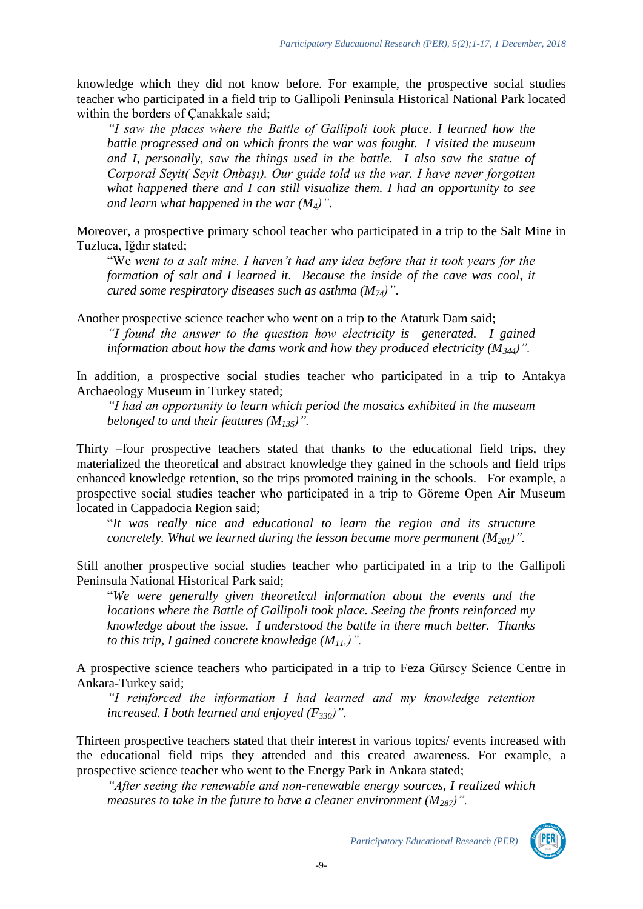knowledge which they did not know before. For example, the prospective social studies teacher who participated in a field trip to Gallipoli Peninsula Historical National Park located within the borders of Çanakkale said;

> *"I saw the places where the Battle of Gallipoli took place. I learned how the battle progressed and on which fronts the war was fought. I visited the museum and I, personally, saw the things used in the battle. I also saw the statue of Corporal Seyit( Seyit Onbaşı). Our guide told us the war. I have never forgotten what happened there and I can still visualize them. I had an opportunity to see and learn what happened in the war ($M_4$)".*

Moreover, a prospective primary school teacher who participated in a trip to the Salt Mine in Tuzluca, Iğdır stated;

> "We *went to a salt mine. I haven't had any idea before that it took years for the formation of salt and I learned it. Because the inside of the cave was cool, it cured some respiratory diseases such as asthma ($M_{74}$)".*

Another prospective science teacher who went on a trip to the Ataturk Dam said;

> *"I found the answer to the question how electricity is generated. I gained information about how the dams work and how they produced electricity ($M_{344}$)".*

In addition, a prospective social studies teacher who participated in a trip to Antakya Archaeology Museum in Turkey stated;

> *"I had an opportunity to learn which period the mosaics exhibited in the museum belonged to and their features ($M_{135}$)".*

Thirty –four prospective teachers stated that thanks to the educational field trips, they materialized the theoretical and abstract knowledge they gained in the schools and field trips enhanced knowledge retention, so the trips promoted training in the schools. For example, a prospective social studies teacher who participated in a trip to Göreme Open Air Museum located in Cappadocia Region said;

> "*It was really nice and educational to learn the region and its structure concretely. What we learned during the lesson became more permanent ($M_{201}$)".*

Still another prospective social studies teacher who participated in a trip to the Gallipoli Peninsula National Historical Park said;

> "*We were generally given theoretical information about the events and the locations where the Battle of Gallipoli took place. Seeing the fronts reinforced my knowledge about the issue. I understood the battle in there much better. Thanks to this trip, I gained concrete knowledge ($M_{11,}$)".*

A prospective science teachers who participated in a trip to Feza Gürsey Science Centre in Ankara-Turkey said;

> *"I reinforced the information I had learned and my knowledge retention increased. I both learned and enjoyed ($F_{330}$)".*

Thirteen prospective teachers stated that their interest in various topics/ events increased with the educational field trips they attended and this created awareness. For example, a prospective science teacher who went to the Energy Park in Ankara stated;

> *"After seeing the renewable and non-renewable energy sources, I realized which measures to take in the future to have a cleaner environment ($M_{287}$)".*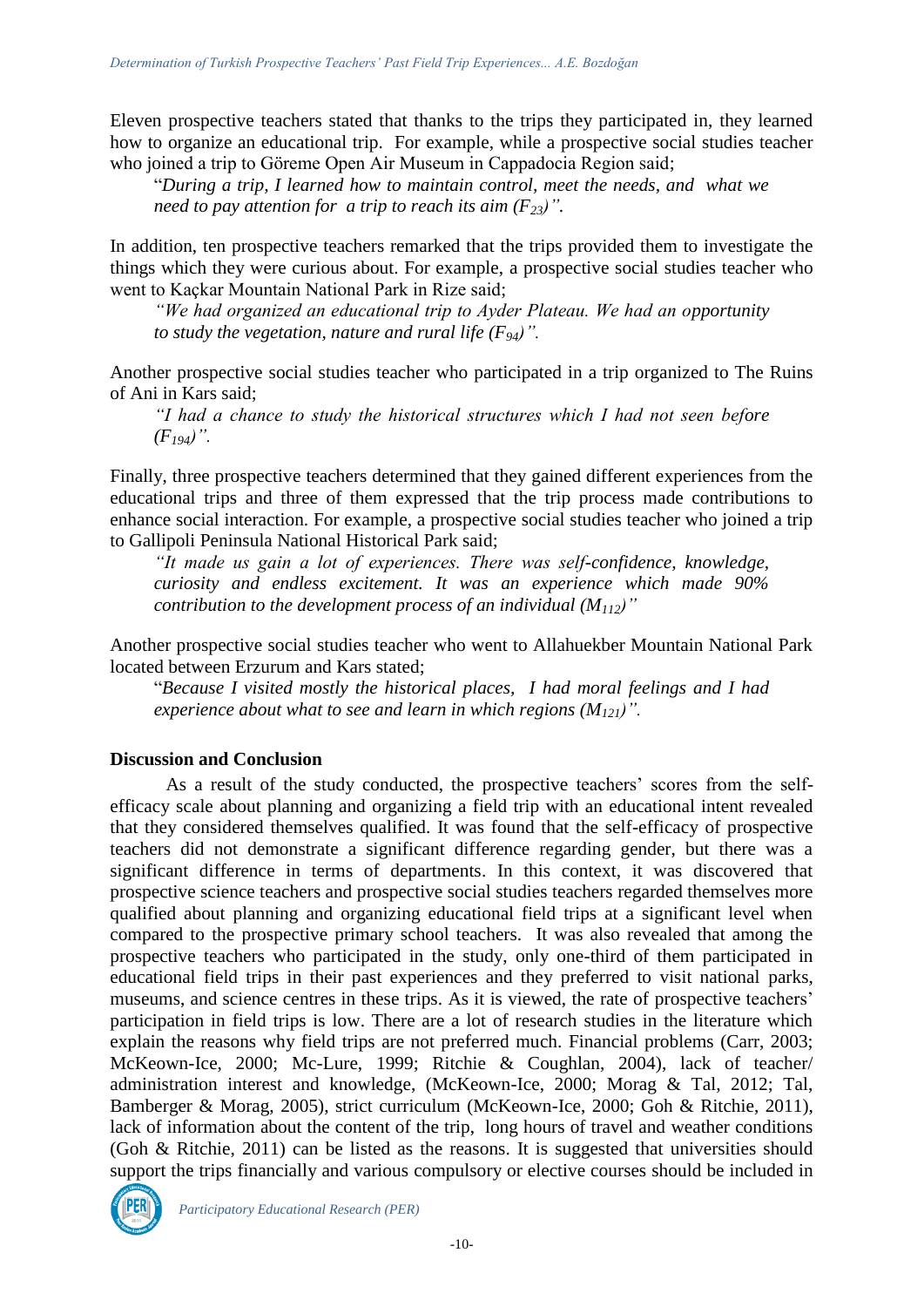Eleven prospective teachers stated that thanks to the trips they participated in, they learned how to organize an educational trip. For example, while a prospective social studies teacher who joined a trip to Göreme Open Air Museum in Cappadocia Region said;

> "*During a trip, I learned how to maintain control, meet the needs, and what we need to pay attention for a trip to reach its aim ($F_{23}$)".*

In addition, ten prospective teachers remarked that the trips provided them to investigate the things which they were curious about. For example, a prospective social studies teacher who went to Kaçkar Mountain National Park in Rize said;

> *"We had organized an educational trip to Ayder Plateau. We had an opportunity to study the vegetation, nature and rural life ($F_{94}$)".*

Another prospective social studies teacher who participated in a trip organized to The Ruins of Ani in Kars said;

> *"I had a chance to study the historical structures which I had not seen before ($F_{194}$)".*

Finally, three prospective teachers determined that they gained different experiences from the educational trips and three of them expressed that the trip process made contributions to enhance social interaction. For example, a prospective social studies teacher who joined a trip to Gallipoli Peninsula National Historical Park said;

> *"It made us gain a lot of experiences. There was self-confidence, knowledge, curiosity and endless excitement. It was an experience which made 90% contribution to the development process of an individual ($M_{112}$)"*

Another prospective social studies teacher who went to Allahuekber Mountain National Park located between Erzurum and Kars stated;

> "*Because I visited mostly the historical places, I had moral feelings and I had experience about what to see and learn in which regions ($M_{121}$)".*

**Discussion and Conclusion**

As a result of the study conducted, the prospective teachers' scores from the self-efficacy scale about planning and organizing a field trip with an educational intent revealed that they considered themselves qualified. It was found that the self-efficacy of prospective teachers did not demonstrate a significant difference regarding gender, but there was a significant difference in terms of departments. In this context, it was discovered that prospective science teachers and prospective social studies teachers regarded themselves more qualified about planning and organizing educational field trips at a significant level when compared to the prospective primary school teachers. It was also revealed that among the prospective teachers who participated in the study, only one-third of them participated in educational field trips in their past experiences and they preferred to visit national parks, museums, and science centres in these trips. As it is viewed, the rate of prospective teachers' participation in field trips is low. There are a lot of research studies in the literature which explain the reasons why field trips are not preferred much. Financial problems (Carr, 2003; McKeown-Ice, 2000; Mc-Lure, 1999; Ritchie & Coughlan, 2004), lack of teacher/ administration interest and knowledge, (McKeown-Ice, 2000; Morag & Tal, 2012; Tal, Bamberger & Morag, 2005), strict curriculum (McKeown-Ice, 2000; Goh & Ritchie, 2011), lack of information about the content of the trip, long hours of travel and weather conditions (Goh & Ritchie, 2011) can be listed as the reasons. It is suggested that universities should support the trips financially and various compulsory or elective courses should be included in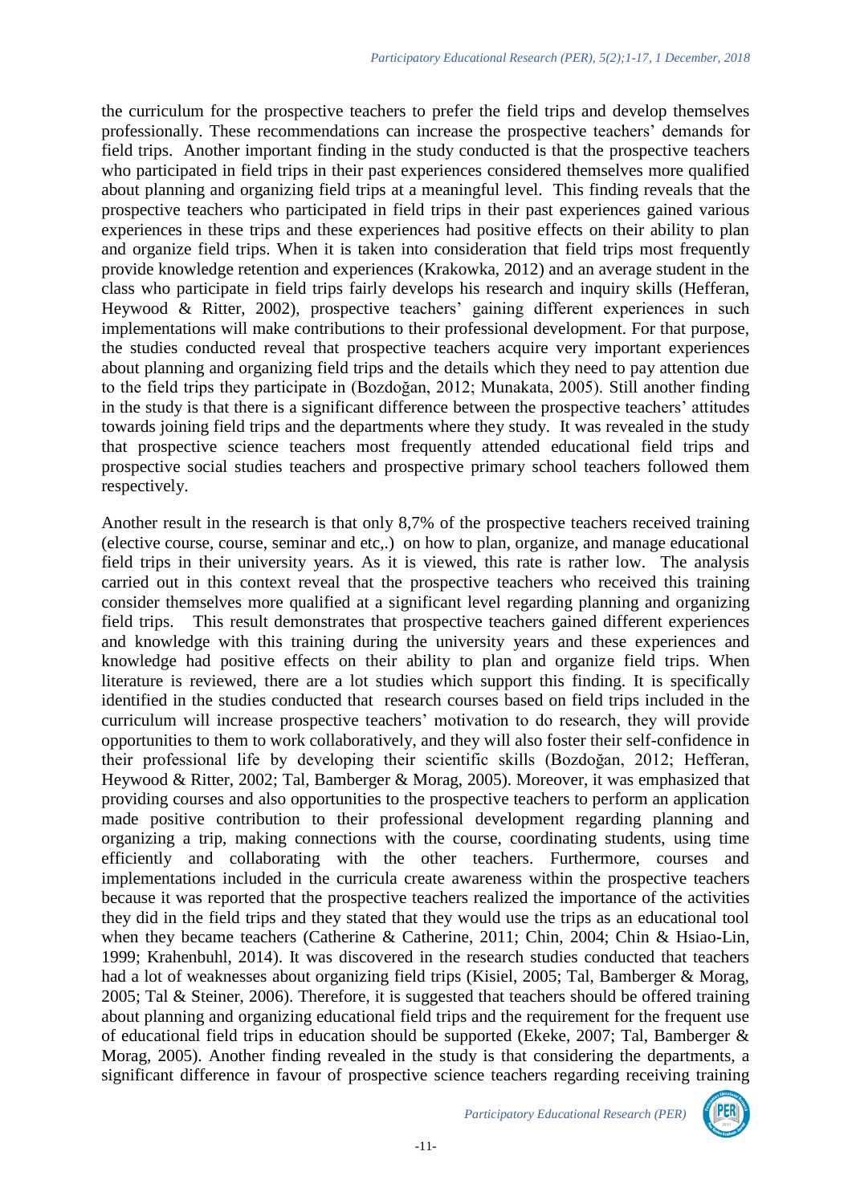the curriculum for the prospective teachers to prefer the field trips and develop themselves professionally. These recommendations can increase the prospective teachers' demands for field trips. Another important finding in the study conducted is that the prospective teachers who participated in field trips in their past experiences considered themselves more qualified about planning and organizing field trips at a meaningful level. This finding reveals that the prospective teachers who participated in field trips in their past experiences gained various experiences in these trips and these experiences had positive effects on their ability to plan and organize field trips. When it is taken into consideration that field trips most frequently provide knowledge retention and experiences (Krakowka, 2012) and an average student in the class who participate in field trips fairly develops his research and inquiry skills (Hefferan, Heywood & Ritter, 2002), prospective teachers' gaining different experiences in such implementations will make contributions to their professional development. For that purpose, the studies conducted reveal that prospective teachers acquire very important experiences about planning and organizing field trips and the details which they need to pay attention due to the field trips they participate in (Bozdoğan, 2012; Munakata, 2005). Still another finding in the study is that there is a significant difference between the prospective teachers' attitudes towards joining field trips and the departments where they study. It was revealed in the study that prospective science teachers most frequently attended educational field trips and prospective social studies teachers and prospective primary school teachers followed them respectively.

Another result in the research is that only 8,7% of the prospective teachers received training (elective course, course, seminar and etc,.) on how to plan, organize, and manage educational field trips in their university years. As it is viewed, this rate is rather low. The analysis carried out in this context reveal that the prospective teachers who received this training consider themselves more qualified at a significant level regarding planning and organizing field trips. This result demonstrates that prospective teachers gained different experiences and knowledge with this training during the university years and these experiences and knowledge had positive effects on their ability to plan and organize field trips. When literature is reviewed, there are a lot studies which support this finding. It is specifically identified in the studies conducted that research courses based on field trips included in the curriculum will increase prospective teachers' motivation to do research, they will provide opportunities to them to work collaboratively, and they will also foster their self-confidence in their professional life by developing their scientific skills (Bozdoğan, 2012; Hefferan, Heywood & Ritter, 2002; Tal, Bamberger & Morag, 2005). Moreover, it was emphasized that providing courses and also opportunities to the prospective teachers to perform an application made positive contribution to their professional development regarding planning and organizing a trip, making connections with the course, coordinating students, using time efficiently and collaborating with the other teachers. Furthermore, courses and implementations included in the curricula create awareness within the prospective teachers because it was reported that the prospective teachers realized the importance of the activities they did in the field trips and they stated that they would use the trips as an educational tool when they became teachers (Catherine & Catherine, 2011; Chin, 2004; Chin & Hsiao-Lin, 1999; Krahenbuhl, 2014). It was discovered in the research studies conducted that teachers had a lot of weaknesses about organizing field trips (Kisiel, 2005; Tal, Bamberger & Morag, 2005; Tal & Steiner, 2006). Therefore, it is suggested that teachers should be offered training about planning and organizing educational field trips and the requirement for the frequent use of educational field trips in education should be supported (Ekeke, 2007; Tal, Bamberger & Morag, 2005). Another finding revealed in the study is that considering the departments, a significant difference in favour of prospective science teachers regarding receiving training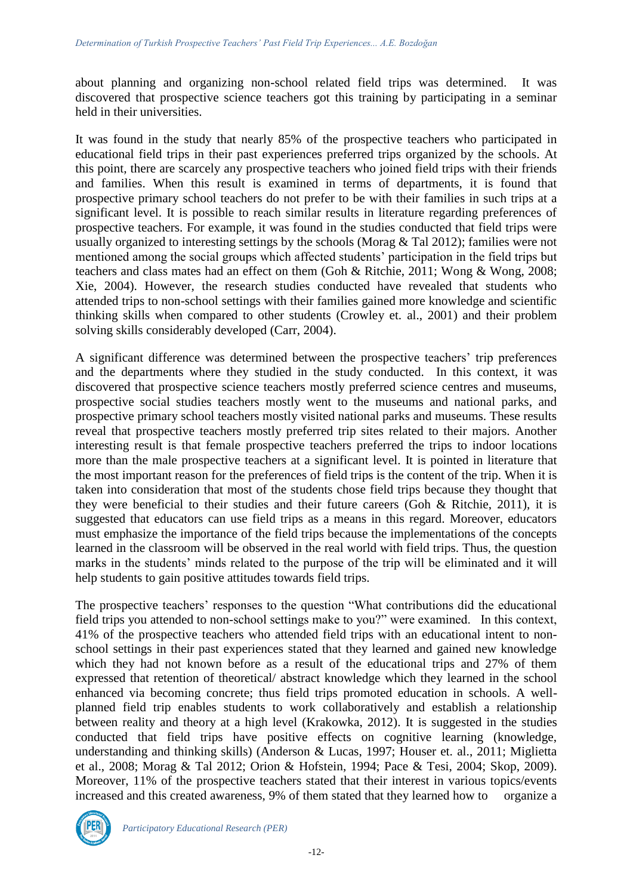about planning and organizing non-school related field trips was determined. It was discovered that prospective science teachers got this training by participating in a seminar held in their universities.

It was found in the study that nearly 85% of the prospective teachers who participated in educational field trips in their past experiences preferred trips organized by the schools. At this point, there are scarcely any prospective teachers who joined field trips with their friends and families. When this result is examined in terms of departments, it is found that prospective primary school teachers do not prefer to be with their families in such trips at a significant level. It is possible to reach similar results in literature regarding preferences of prospective teachers. For example, it was found in the studies conducted that field trips were usually organized to interesting settings by the schools (Morag & Tal 2012); families were not mentioned among the social groups which affected students' participation in the field trips but teachers and class mates had an effect on them (Goh & Ritchie, 2011; Wong & Wong, 2008; Xie, 2004). However, the research studies conducted have revealed that students who attended trips to non-school settings with their families gained more knowledge and scientific thinking skills when compared to other students (Crowley et. al., 2001) and their problem solving skills considerably developed (Carr, 2004).

A significant difference was determined between the prospective teachers' trip preferences and the departments where they studied in the study conducted. In this context, it was discovered that prospective science teachers mostly preferred science centres and museums, prospective social studies teachers mostly went to the museums and national parks, and prospective primary school teachers mostly visited national parks and museums. These results reveal that prospective teachers mostly preferred trip sites related to their majors. Another interesting result is that female prospective teachers preferred the trips to indoor locations more than the male prospective teachers at a significant level. It is pointed in literature that the most important reason for the preferences of field trips is the content of the trip. When it is taken into consideration that most of the students chose field trips because they thought that they were beneficial to their studies and their future careers (Goh & Ritchie, 2011), it is suggested that educators can use field trips as a means in this regard. Moreover, educators must emphasize the importance of the field trips because the implementations of the concepts learned in the classroom will be observed in the real world with field trips. Thus, the question marks in the students' minds related to the purpose of the trip will be eliminated and it will help students to gain positive attitudes towards field trips.

The prospective teachers' responses to the question "What contributions did the educational field trips you attended to non-school settings make to you?" were examined. In this context, 41% of the prospective teachers who attended field trips with an educational intent to non-school settings in their past experiences stated that they learned and gained new knowledge which they had not known before as a result of the educational trips and 27% of them expressed that retention of theoretical/ abstract knowledge which they learned in the school enhanced via becoming concrete; thus field trips promoted education in schools. A well-planned field trip enables students to work collaboratively and establish a relationship between reality and theory at a high level (Krakowka, 2012). It is suggested in the studies conducted that field trips have positive effects on cognitive learning (knowledge, understanding and thinking skills) (Anderson & Lucas, 1997; Houser et. al., 2011; Miglietta et al., 2008; Morag & Tal 2012; Orion & Hofstein, 1994; Pace & Tesi, 2004; Skop, 2009). Moreover, 11% of the prospective teachers stated that their interest in various topics/events increased and this created awareness, 9% of them stated that they learned how to organize a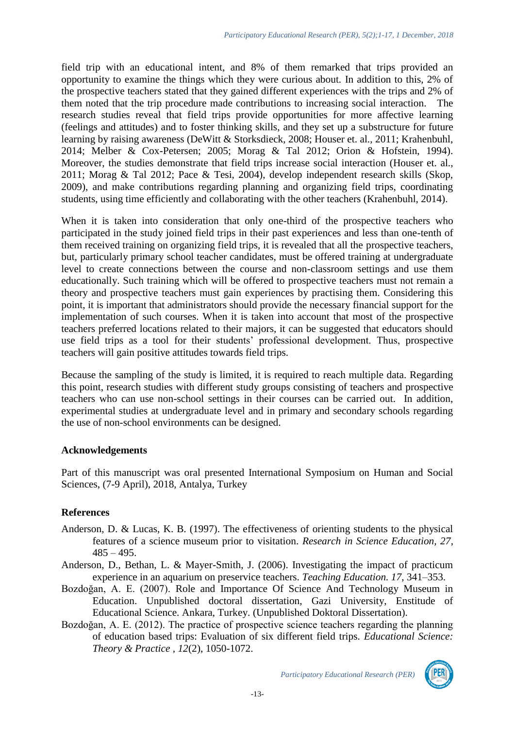field trip with an educational intent, and 8% of them remarked that trips provided an opportunity to examine the things which they were curious about. In addition to this, 2% of the prospective teachers stated that they gained different experiences with the trips and 2% of them noted that the trip procedure made contributions to increasing social interaction. The research studies reveal that field trips provide opportunities for more affective learning (feelings and attitudes) and to foster thinking skills, and they set up a substructure for future learning by raising awareness (DeWitt & Storksdieck, 2008; Houser et. al., 2011; Krahenbuhl, 2014; Melber & Cox-Petersen; 2005; Morag & Tal 2012; Orion & Hofstein, 1994). Moreover, the studies demonstrate that field trips increase social interaction (Houser et. al., 2011; Morag & Tal 2012; Pace & Tesi, 2004), develop independent research skills (Skop, 2009), and make contributions regarding planning and organizing field trips, coordinating students, using time efficiently and collaborating with the other teachers (Krahenbuhl, 2014).

When it is taken into consideration that only one-third of the prospective teachers who participated in the study joined field trips in their past experiences and less than one-tenth of them received training on organizing field trips, it is revealed that all the prospective teachers, but, particularly primary school teacher candidates, must be offered training at undergraduate level to create connections between the course and non-classroom settings and use them educationally. Such training which will be offered to prospective teachers must not remain a theory and prospective teachers must gain experiences by practising them. Considering this point, it is important that administrators should provide the necessary financial support for the implementation of such courses. When it is taken into account that most of the prospective teachers preferred locations related to their majors, it can be suggested that educators should use field trips as a tool for their students' professional development. Thus, prospective teachers will gain positive attitudes towards field trips.

Because the sampling of the study is limited, it is required to reach multiple data. Regarding this point, research studies with different study groups consisting of teachers and prospective teachers who can use non-school settings in their courses can be carried out. In addition, experimental studies at undergraduate level and in primary and secondary schools regarding the use of non-school environments can be designed.

## Acknowledgements

Part of this manuscript was oral presented International Symposium on Human and Social Sciences, (7-9 April), 2018, Antalya, Turkey

## References

Anderson, D. & Lucas, K. B. (1997). The effectiveness of orienting students to the physical features of a science museum prior to visitation. *Research in Science Education, 27*, 485 – 495.

Anderson, D., Bethan, L. & Mayer-Smith, J. (2006). Investigating the impact of practicum experience in an aquarium on preservice teachers. *Teaching Education. 17*, 341–353.

Bozdoğan, A. E. (2007). Role and Importance Of Science And Technology Museum in Education. Unpublished doctoral dissertation, Gazi University, Enstitude of Educational Science. Ankara, Turkey. (Unpublished Doktoral Dissertation).

Bozdoğan, A. E. (2012). The practice of prospective science teachers regarding the planning of education based trips: Evaluation of six different field trips. *Educational Science: Theory & Practice , 12*(2), 1050-1072.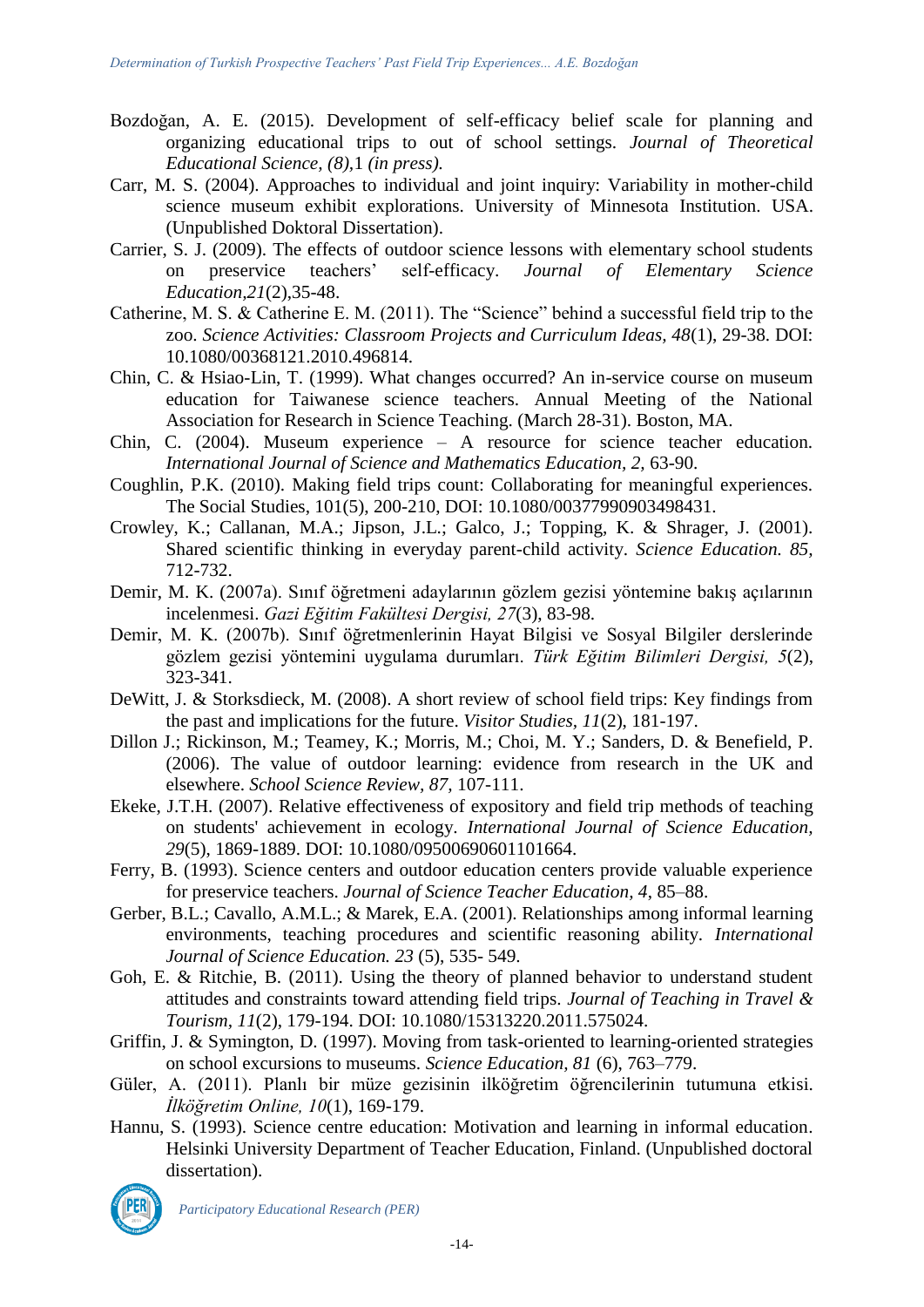Bozdoğan, A. E. (2015). Development of self-efficacy belief scale for planning and organizing educational trips to out of school settings. *Journal of Theoretical Educational Science, (8),*1 *(in press).*

Carr, M. S. (2004). Approaches to individual and joint inquiry: Variability in mother-child science museum exhibit explorations. University of Minnesota Institution. USA. (Unpublished Doktoral Dissertation).

Carrier, S. J. (2009). The effects of outdoor science lessons with elementary school students on preservice teachers' self-efficacy. *Journal of Elementary Science Education,21*(2),35-48.

Catherine, M. S. & Catherine E. M. (2011). The "Science" behind a successful field trip to the zoo. *Science Activities: Classroom Projects and Curriculum Ideas, 48*(1), 29-38. DOI: 10.1080/00368121.2010.496814.

Chin, C. & Hsiao-Lin, T. (1999). What changes occurred? An in-service course on museum education for Taiwanese science teachers. Annual Meeting of the National Association for Research in Science Teaching. (March 28-31). Boston, MA.

Chin, C. (2004). Museum experience – A resource for science teacher education. *International Journal of Science and Mathematics Education, 2,* 63-90.

Coughlin, P.K. (2010). Making field trips count: Collaborating for meaningful experiences. The Social Studies, 101(5), 200-210, DOI: 10.1080/00377990903498431.

Crowley, K.; Callanan, M.A.; Jipson, J.L.; Galco, J.; Topping, K. & Shrager, J. (2001). Shared scientific thinking in everyday parent-child activity. *Science Education. 85,* 712-732.

Demir, M. K. (2007a). Sınıf öğretmeni adaylarının gözlem gezisi yöntemine bakış açılarının incelenmesi. *Gazi Eğitim Fakültesi Dergisi, 27*(3), 83-98.

Demir, M. K. (2007b). Sınıf öğretmenlerinin Hayat Bilgisi ve Sosyal Bilgiler derslerinde gözlem gezisi yöntemini uygulama durumları. *Türk Eğitim Bilimleri Dergisi, 5*(2), 323-341.

DeWitt, J. & Storksdieck, M. (2008). A short review of school field trips: Key findings from the past and implications for the future. *Visitor Studies, 11*(2), 181-197.

Dillon J.; Rickinson, M.; Teamey, K.; Morris, M.; Choi, M. Y.; Sanders, D. & Benefield, P. (2006). The value of outdoor learning: evidence from research in the UK and elsewhere. *School Science Review, 87,* 107-111.

Ekeke, J.T.H. (2007). Relative effectiveness of expository and field trip methods of teaching on students' achievement in ecology. *International Journal of Science Education, 29*(5), 1869-1889. DOI: 10.1080/09500690601101664.

Ferry, B. (1993). Science centers and outdoor education centers provide valuable experience for preservice teachers. *Journal of Science Teacher Education, 4*, 85–88.

Gerber, B.L.; Cavallo, A.M.L.; & Marek, E.A. (2001). Relationships among informal learning environments, teaching procedures and scientific reasoning ability. *International Journal of Science Education. 23* (5), 535- 549.

Goh, E. & Ritchie, B. (2011). Using the theory of planned behavior to understand student attitudes and constraints toward attending field trips. *Journal of Teaching in Travel & Tourism, 11*(2), 179-194. DOI: 10.1080/15313220.2011.575024.

Griffin, J. & Symington, D. (1997). Moving from task-oriented to learning-oriented strategies on school excursions to museums. *Science Education, 81* (6), 763–779.

Güler, A. (2011). Planlı bir müze gezisinin ilköğretim öğrencilerinin tutumuna etkisi. *İlköğretim Online, 10*(1), 169-179.

Hannu, S. (1993). Science centre education: Motivation and learning in informal education. Helsinki University Department of Teacher Education, Finland. (Unpublished doctoral dissertation).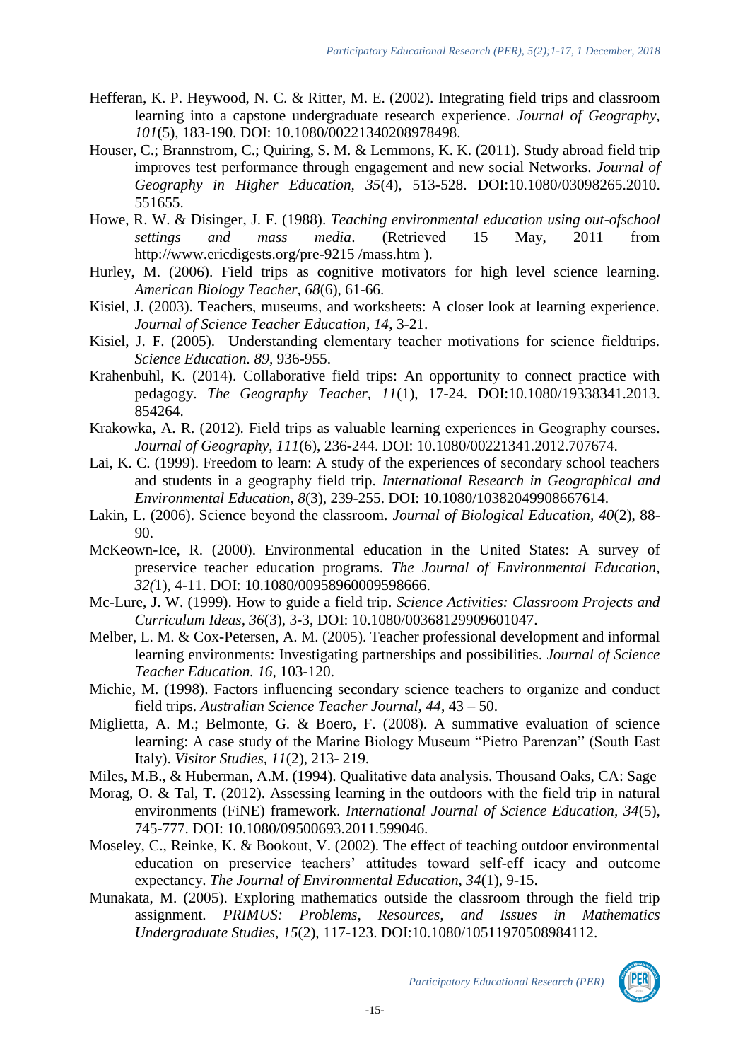Hefferan, K. P. Heywood, N. C. & Ritter, M. E. (2002). Integrating field trips and classroom learning into a capstone undergraduate research experience. *Journal of Geography, 101*(5), 183-190. DOI: 10.1080/00221340208978498.

Houser, C.; Brannstrom, C.; Quiring, S. M. & Lemmons, K. K. (2011). Study abroad field trip improves test performance through engagement and new social Networks. *Journal of Geography in Higher Education, 35*(4), 513-528. DOI:10.1080/03098265.2010.551655.

Howe, R. W. & Disinger, J. F. (1988). *Teaching environmental education using out-ofschool settings and mass media*. (Retrieved 15 May, 2011 from http://www.ericdigests.org/pre-9215 /mass.htm ).

Hurley, M. (2006). Field trips as cognitive motivators for high level science learning. *American Biology Teacher, 68*(6), 61-66.

Kisiel, J. (2003). Teachers, museums, and worksheets: A closer look at learning experience. *Journal of Science Teacher Education, 14*, 3-21.

Kisiel, J. F. (2005). Understanding elementary teacher motivations for science fieldtrips. *Science Education. 89*, 936-955.

Krahenbuhl, K. (2014). Collaborative field trips: An opportunity to connect practice with pedagogy. *The Geography Teacher, 11*(1), 17-24. DOI:10.1080/19338341.2013.854264.

Krakowka, A. R. (2012). Field trips as valuable learning experiences in Geography courses. *Journal of Geography, 111*(6), 236-244. DOI: 10.1080/00221341.2012.707674.

Lai, K. C. (1999). Freedom to learn: A study of the experiences of secondary school teachers and students in a geography field trip. *International Research in Geographical and Environmental Education, 8*(3), 239-255. DOI: 10.1080/10382049908667614.

Lakin, L. (2006). Science beyond the classroom. *Journal of Biological Education, 40*(2), 88-90.

McKeown-Ice, R. (2000). Environmental education in the United States: A survey of preservice teacher education programs. *The Journal of Environmental Education, 32(*1), 4-11. DOI: 10.1080/00958960009598666.

Mc-Lure, J. W. (1999). How to guide a field trip. *Science Activities: Classroom Projects and Curriculum Ideas, 36*(3), 3-3, DOI: 10.1080/00368129909601047.

Melber, L. M. & Cox-Petersen, A. M. (2005). Teacher professional development and informal learning environments: Investigating partnerships and possibilities. *Journal of Science Teacher Education. 16*, 103-120.

Michie, M. (1998). Factors influencing secondary science teachers to organize and conduct field trips. *Australian Science Teacher Journal, 44*, 43 – 50.

Miglietta, A. M.; Belmonte, G. & Boero, F. (2008). A summative evaluation of science learning: A case study of the Marine Biology Museum "Pietro Parenzan" (South East Italy). *Visitor Studies, 11*(2), 213- 219.

Miles, M.B., & Huberman, A.M. (1994). Qualitative data analysis. Thousand Oaks, CA: Sage

Morag, O. & Tal, T. (2012). Assessing learning in the outdoors with the field trip in natural environments (FiNE) framework. *International Journal of Science Education, 34*(5), 745-777. DOI: 10.1080/09500693.2011.599046.

Moseley, C., Reinke, K. & Bookout, V. (2002). The effect of teaching outdoor environmental education on preservice teachers' attitudes toward self-eff icacy and outcome expectancy. *The Journal of Environmental Education, 34*(1), 9-15.

Munakata, M. (2005). Exploring mathematics outside the classroom through the field trip assignment. *PRIMUS: Problems, Resources, and Issues in Mathematics Undergraduate Studies, 15*(2), 117-123. DOI:10.1080/10511970508984112.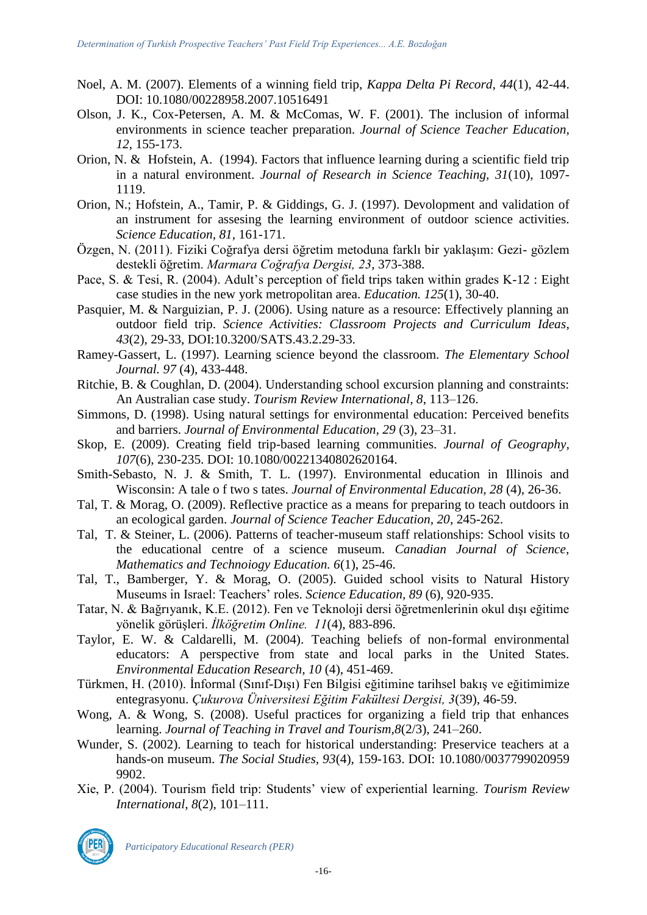Noel, A. M. (2007). Elements of a winning field trip, *Kappa Delta Pi Record, 44*(1), 42-44. DOI: 10.1080/00228958.2007.10516491

Olson, J. K., Cox-Petersen, A. M. & McComas, W. F. (2001). The inclusion of informal environments in science teacher preparation. *Journal of Science Teacher Education, 12*, 155-173.

Orion, N. & Hofstein, A. (1994). Factors that influence learning during a scientific field trip in a natural environment. *Journal of Research in Science Teaching, 31*(10), 1097-1119.

Orion, N.; Hofstein, A., Tamir, P. & Giddings, G. J. (1997). Devolopment and validation of an instrument for assesing the learning environment of outdoor science activities. *Science Education, 81*, 161-171.

Özgen, N. (2011). Fiziki Coğrafya dersi öğretim metoduna farklı bir yaklaşım: Gezi- gözlem destekli öğretim. *Marmara Coğrafya Dergisi, 23*, 373-388.

Pace, S. & Tesi, R. (2004). Adult's perception of field trips taken within grades K-12 : Eight case studies in the new york metropolitan area. *Education. 125*(1), 30-40.

Pasquier, M. & Narguizian, P. J. (2006). Using nature as a resource: Effectively planning an outdoor field trip. *Science Activities: Classroom Projects and Curriculum Ideas, 43*(2), 29-33, DOI:10.3200/SATS.43.2.29-33.

Ramey-Gassert, L. (1997). Learning science beyond the classroom. *The Elementary School Journal. 97* (4), 433-448.

Ritchie, B. & Coughlan, D. (2004). Understanding school excursion planning and constraints: An Australian case study. *Tourism Review International, 8*, 113–126.

Simmons, D. (1998). Using natural settings for environmental education: Perceived benefits and barriers. *Journal of Environmental Education, 29* (3), 23–31.

Skop, E. (2009). Creating field trip-based learning communities. *Journal of Geography, 107*(6), 230-235. DOI: 10.1080/00221340802620164.

Smith-Sebasto, N. J. & Smith, T. L. (1997). Environmental education in Illinois and Wisconsin: A tale o f two s tates. *Journal of Environmental Education, 28* (4), 26-36.

Tal, T. & Morag, O. (2009). Reflective practice as a means for preparing to teach outdoors in an ecological garden. *Journal of Science Teacher Education, 20*, 245-262.

Tal, T. & Steiner, L. (2006). Patterns of teacher-museum staff relationships: School visits to the educational centre of a science museum. *Canadian Journal of Science, Mathematics and Technoiogy Education. 6*(1), 25-46.

Tal, T., Bamberger, Y. & Morag, O. (2005). Guided school visits to Natural History Museums in Israel: Teachers' roles. *Science Education, 89* (6), 920-935.

Tatar, N. & Bağrıyanık, K.E. (2012). Fen ve Teknoloji dersi öğretmenlerinin okul dışı eğitime yönelik görüşleri. *İlköğretim Online. 11*(4), 883-896.

Taylor, E. W. & Caldarelli, M. (2004). Teaching beliefs of non-formal environmental educators: A perspective from state and local parks in the United States. *Environmental Education Research, 10* (4), 451-469.

Türkmen, H. (2010). İnformal (Sınıf-Dışı) Fen Bilgisi eğitimine tarihsel bakış ve eğitimimize entegrasyonu. *Çukurova Üniversitesi Eğitim Fakültesi Dergisi, 3*(39), 46-59.

Wong, A. & Wong, S. (2008). Useful practices for organizing a field trip that enhances learning. *Journal of Teaching in Travel and Tourism,8*(2/3), 241–260.

Wunder, S. (2002). Learning to teach for historical understanding: Preservice teachers at a hands-on museum. *The Social Studies, 93*(4), 159-163. DOI: 10.1080/00377990209599902.

Xie, P. (2004). Tourism field trip: Students' view of experiential learning. *Tourism Review International, 8*(2), 101–111.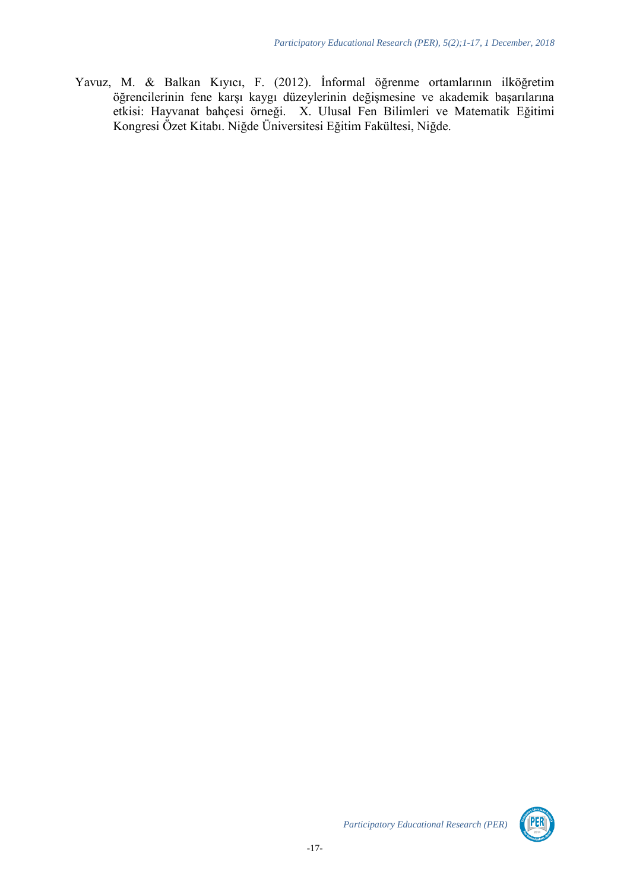Yavuz, M. & Balkan Kıyıcı, F. (2012). İnformal öğrenme ortamlarının ilköğretim öğrencilerinin fene karşı kaygı düzeylerinin değişmesine ve akademik başarılarına etkisi: Hayvanat bahçesi örneği. X. Ulusal Fen Bilimleri ve Matematik Eğitimi Kongresi Özet Kitabı. Niğde Üniversitesi Eğitim Fakültesi, Niğde.